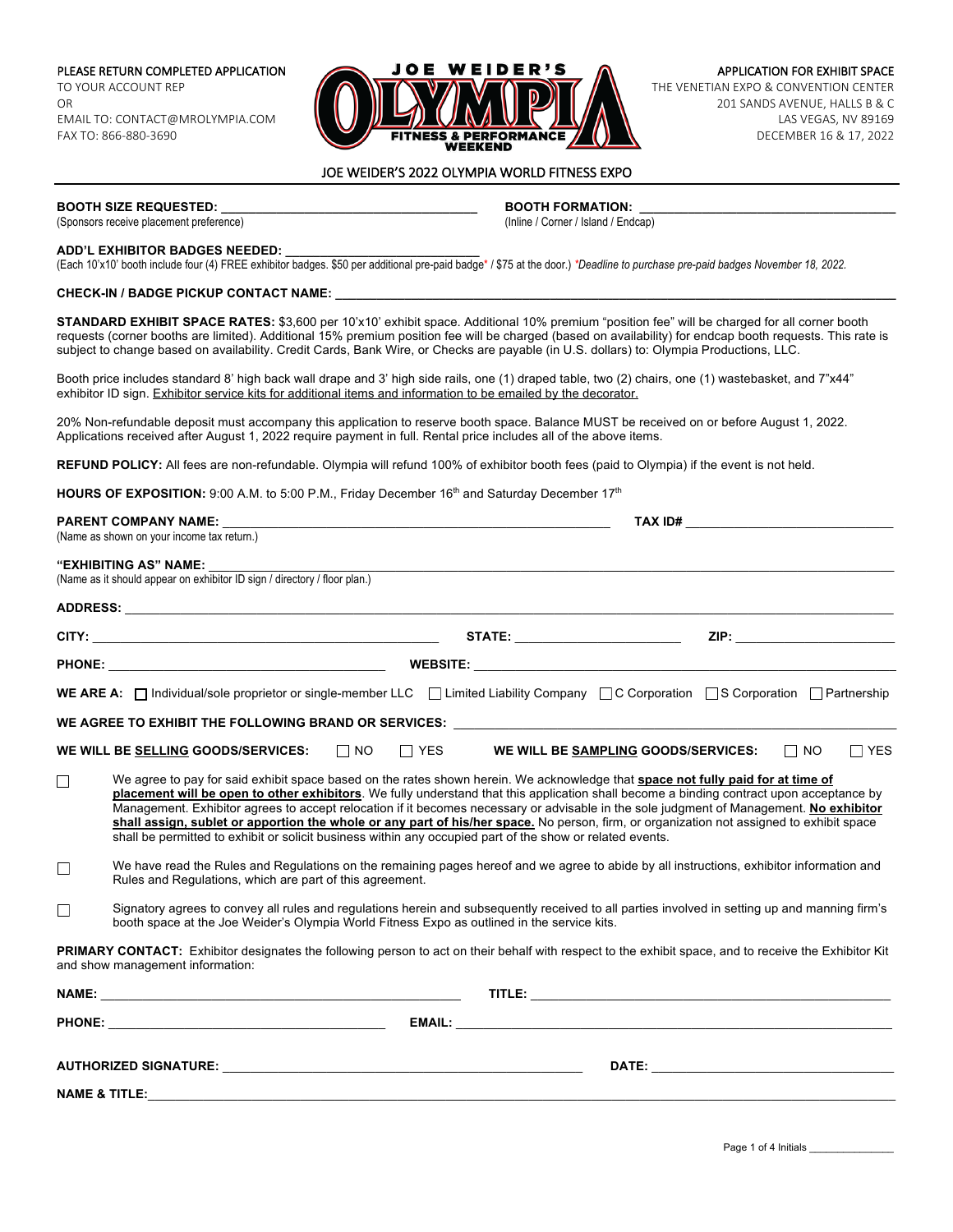PLEASE RETURN COMPLETED APPLICATION
TO YOUR ACCOUNT REP
OR
EMAIL TO: CONTACT@MROLYMPIA.COM
FAX TO: 866-880-3690

JOE WEIDER'S OLYMPIA FITNESS & PERFORMANCE WEEKEND

APPLICATION FOR EXHIBIT SPACE
THE VENETIAN EXPO & CONVENTION CENTER
201 SANDS AVENUE, HALLS B & C
LAS VEGAS, NV 89169
DECEMBER 16 & 17, 2022

# JOE WEIDER'S 2022 OLYMPIA WORLD FITNESS EXPO

**BOOTH SIZE REQUESTED:** ____________________
(Sponsors receive placement preference)

**BOOTH FORMATION:** ____________________
(Inline / Corner / Island / Endcap)

**ADD'L EXHIBITOR BADGES NEEDED:** ____________________
(Each 10'x10' booth include four (4) FREE exhibitor badges. $50 per additional pre-paid badge* / $75 at the door.) *\*Deadline to purchase pre-paid badges November 18, 2022.*

**CHECK-IN / BADGE PICKUP CONTACT NAME:** ____________________

**STANDARD EXHIBIT SPACE RATES:** $3,600 per 10'x10' exhibit space. Additional 10% premium "position fee" will be charged for all corner booth requests (corner booths are limited). Additional 15% premium position fee will be charged (based on availability) for endcap booth requests. This rate is subject to change based on availability. Credit Cards, Bank Wire, or Checks are payable (in U.S. dollars) to: Olympia Productions, LLC.

Booth price includes standard 8' high back wall drape and 3' high side rails, one (1) draped table, two (2) chairs, one (1) wastebasket, and 7"x44" exhibitor ID sign. Exhibitor service kits for additional items and information to be emailed by the decorator.

20% Non-refundable deposit must accompany this application to reserve booth space. Balance MUST be received on or before August 1, 2022. Applications received after August 1, 2022 require payment in full. Rental price includes all of the above items.

**REFUND POLICY:** All fees are non-refundable. Olympia will refund 100% of exhibitor booth fees (paid to Olympia) if the event is not held.

**HOURS OF EXPOSITION:** 9:00 A.M. to 5:00 P.M., Friday December 16th and Saturday December 17th

**PARENT COMPANY NAME:** ____________________ **TAX ID#** ____________________
(Name as shown on your income tax return.)

**"EXHIBITING AS" NAME:** ____________________
(Name as it should appear on exhibitor ID sign / directory / floor plan.)

**ADDRESS:** ____________________

**CITY:** ____________________ **STATE:** ____________________ **ZIP:** ____________________

**PHONE:** ____________________ **WEBSITE:** ____________________

**WE ARE A:** ☐ Individual/sole proprietor or single-member LLC ☐ Limited Liability Company ☐ C Corporation ☐ S Corporation ☐ Partnership

**WE AGREE TO EXHIBIT THE FOLLOWING BRAND OR SERVICES:** ____________________

**WE WILL BE <u>SELLING</u> GOODS/SERVICES:** ☐ NO ☐ YES **WE WILL BE <u>SAMPLING</u> GOODS/SERVICES:** ☐ NO ☐ YES

☐ We agree to pay for said exhibit space based on the rates shown herein. We acknowledge that **<u>space not fully paid for at time of placement will be open to other exhibitors</u>**. We fully understand that this application shall become a binding contract upon acceptance by Management. Exhibitor agrees to accept relocation if it becomes necessary or advisable in the sole judgment of Management. **<u>No exhibitor shall assign, sublet or apportion the whole or any part of his/her space.</u>** No person, firm, or organization not assigned to exhibit space shall be permitted to exhibit or solicit business within any occupied part of the show or related events.

☐ We have read the Rules and Regulations on the remaining pages hereof and we agree to abide by all instructions, exhibitor information and Rules and Regulations, which are part of this agreement.

☐ Signatory agrees to convey all rules and regulations herein and subsequently received to all parties involved in setting up and manning firm's booth space at the Joe Weider's Olympia World Fitness Expo as outlined in the service kits.

**PRIMARY CONTACT:** Exhibitor designates the following person to act on their behalf with respect to the exhibit space, and to receive the Exhibitor Kit and show management information:

**NAME:** ____________________ **TITLE:** ____________________

**PHONE:** ____________________ **EMAIL:** ____________________

**AUTHORIZED SIGNATURE:** ____________________ **DATE:** ____________________

**NAME & TITLE:** ____________________

Initials ____________________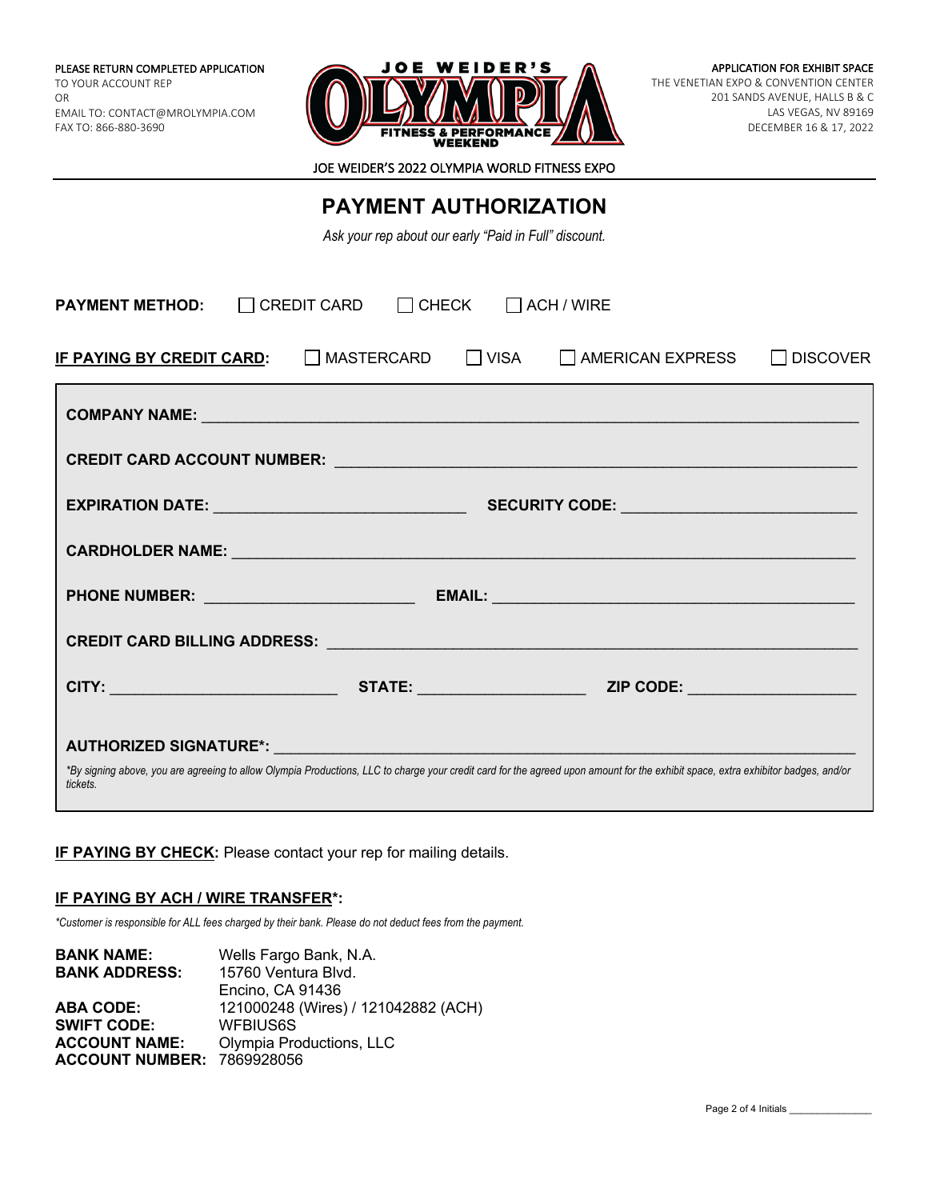PLEASE RETURN COMPLETED APPLICATION
TO YOUR ACCOUNT REP
OR
EMAIL TO: CONTACT@MROLYMPIA.COM
FAX TO: 866-880-3690

APPLICATION FOR EXHIBIT SPACE
THE VENETIAN EXPO & CONVENTION CENTER
201 SANDS AVENUE, HALLS B & C
LAS VEGAS, NV 89169
DECEMBER 16 & 17, 2022

JOE WEIDER'S 2022 OLYMPIA WORLD FITNESS EXPO

# PAYMENT AUTHORIZATION

*Ask your rep about our early "Paid in Full" discount.*

**PAYMENT METHOD:** ☐ CREDIT CARD ☐ CHECK ☐ ACH / WIRE

**IF PAYING BY CREDIT CARD:** ☐ MASTERCARD ☐ VISA ☐ AMERICAN EXPRESS ☐ DISCOVER

**COMPANY NAME:** ______________________________

**CREDIT CARD ACCOUNT NUMBER:** ______________________________

**EXPIRATION DATE:** ______________________________ **SECURITY CODE:** ______________________________

**CARDHOLDER NAME:** ______________________________

**PHONE NUMBER:** ______________________________ **EMAIL:** ______________________________

**CREDIT CARD BILLING ADDRESS:** ______________________________

**CITY:** ______________________________ **STATE:** ______________________________ **ZIP CODE:** ______________________________

**AUTHORIZED SIGNATURE*:** ______________________________

*\*By signing above, you are agreeing to allow Olympia Productions, LLC to charge your credit card for the agreed upon amount for the exhibit space, extra exhibitor badges, and/or tickets.*

**IF PAYING BY CHECK:** Please contact your rep for mailing details.

**IF PAYING BY ACH / WIRE TRANSFER*:**

*\*Customer is responsible for ALL fees charged by their bank. Please do not deduct fees from the payment.*

**BANK NAME:** Wells Fargo Bank, N.A.
**BANK ADDRESS:** 15760 Ventura Blvd.
Encino, CA 91436
**ABA CODE:** 121000248 (Wires) / 121042882 (ACH)
**SWIFT CODE:** WFBIUS6S
**ACCOUNT NAME:** Olympia Productions, LLC
**ACCOUNT NUMBER:** 7869928056

Initials ______________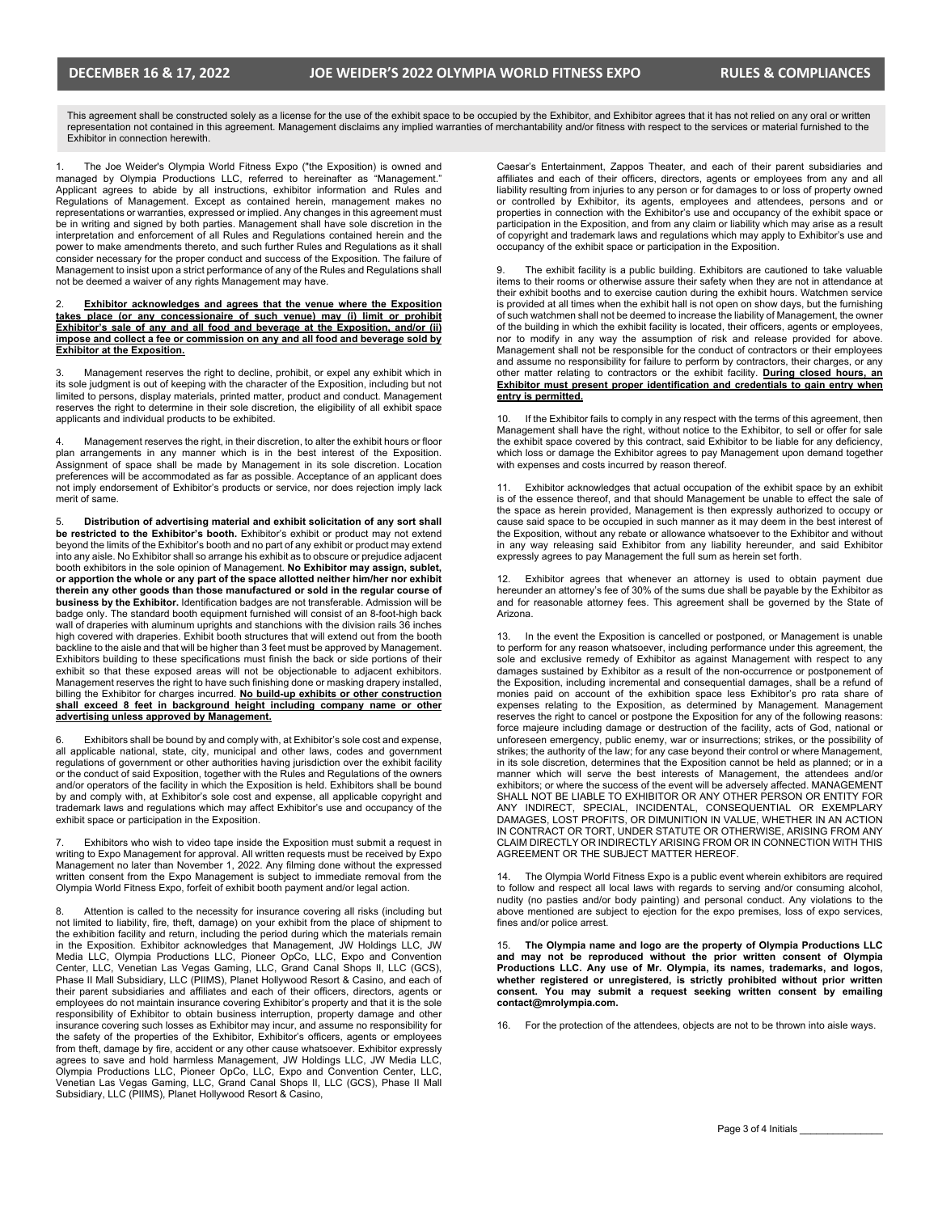This agreement shall be constructed solely as a license for the use of the exhibit space to be occupied by the Exhibitor, and Exhibitor agrees that it has not relied on any oral or written representation not contained in this agreement. Management disclaims any implied warranties of merchantability and/or fitness with respect to the services or material furnished to the Exhibitor in connection herewith.

1. The Joe Weider's Olympia World Fitness Expo ("the Exposition) is owned and managed by Olympia Productions LLC, referred to hereinafter as "Management." Applicant agrees to abide by all instructions, exhibitor information and Rules and Regulations of Management. Except as contained herein, management makes no representations or warranties, expressed or implied. Any changes in this agreement must be in writing and signed by both parties. Management shall have sole discretion in the interpretation and enforcement of all Rules and Regulations contained herein and the power to make amendments thereto, and such further Rules and Regulations as it shall consider necessary for the proper conduct and success of the Exposition. The failure of Management to insist upon a strict performance of any of the Rules and Regulations shall not be deemed a waiver of any rights Management may have.

2. **Exhibitor acknowledges and agrees that the venue where the Exposition takes place (or any concessionaire of such venue) may (i) limit or prohibit Exhibitor's sale of any and all food and beverage at the Exposition, and/or (ii) impose and collect a fee or commission on any and all food and beverage sold by Exhibitor at the Exposition.**

3. Management reserves the right to decline, prohibit, or expel any exhibit which in its sole judgment is out of keeping with the character of the Exposition, including but not limited to persons, display materials, printed matter, product and conduct. Management reserves the right to determine in their sole discretion, the eligibility of all exhibit space applicants and individual products to be exhibited.

4. Management reserves the right, in their discretion, to alter the exhibit hours or floor plan arrangements in any manner which is in the best interest of the Exposition. Assignment of space shall be made by Management in its sole discretion. Location preferences will be accommodated as far as possible. Acceptance of an applicant does not imply endorsement of Exhibitor's products or service, nor does rejection imply lack merit of same.

5. **Distribution of advertising material and exhibit solicitation of any sort shall be restricted to the Exhibitor's booth.** Exhibitor's exhibit or product may not extend beyond the limits of the Exhibitor's booth and no part of any exhibit or product may extend into any aisle. No Exhibitor shall so arrange his exhibit as to obscure or prejudice adjacent booth exhibitors in the sole opinion of Management. **No Exhibitor may assign, sublet, or apportion the whole or any part of the space allotted neither him/her nor exhibit therein any other goods than those manufactured or sold in the regular course of business by the Exhibitor.** Identification badges are not transferable. Admission will be badge only. The standard booth equipment furnished will consist of an 8-foot-high back wall of draperies with aluminum uprights and stanchions with the division rails 36 inches high covered with draperies. Exhibit booth structures that will extend out from the booth backline to the aisle and that will be higher than 3 feet must be approved by Management. Exhibitors building to these specifications must finish the back or side portions of their exhibit so that these exposed areas will not be objectionable to adjacent exhibitors. Management reserves the right to have such finishing done or masking drapery installed, billing the Exhibitor for charges incurred. **No build-up exhibits or other construction shall exceed 8 feet in background height including company name or other advertising unless approved by Management.**

6. Exhibitors shall be bound by and comply with, at Exhibitor's sole cost and expense, all applicable national, state, city, municipal and other laws, codes and government regulations of government or other authorities having jurisdiction over the exhibit facility or the conduct of said Exposition, together with the Rules and Regulations of the owners and/or operators of the facility in which the Exposition is held. Exhibitors shall be bound by and comply with, at Exhibitor's sole cost and expense, all applicable copyright and trademark laws and regulations which may affect Exhibitor's use and occupancy of the exhibit space or participation in the Exposition.

7. Exhibitors who wish to video tape inside the Exposition must submit a request in writing to Expo Management for approval. All written requests must be received by Expo Management no later than November 1, 2022. Any filming done without the expressed written consent from the Expo Management is subject to immediate removal from the Olympia World Fitness Expo, forfeit of exhibit booth payment and/or legal action.

8. Attention is called to the necessity for insurance covering all risks (including but not limited to liability, fire, theft, damage) on your exhibit from the place of shipment to the exhibition facility and return, including the period during which the materials remain in the Exposition. Exhibitor acknowledges that Management, JW Holdings LLC, JW Media LLC, Olympia Productions LLC, Pioneer OpCo, LLC, Expo and Convention Center, LLC, Venetian Las Vegas Gaming, LLC, Grand Canal Shops II, LLC (GCS), Phase II Mall Subsidiary, LLC (PIIMS), Planet Hollywood Resort & Casino, and each of their parent subsidiaries and affiliates and each of their officers, directors, agents or employees do not maintain insurance covering Exhibitor's property and that it is the sole responsibility of Exhibitor to obtain business interruption, property damage and other insurance covering such losses as Exhibitor may incur, and assume no responsibility for the safety of the properties of the Exhibitor, Exhibitor's officers, agents or employees from theft, damage by fire, accident or any other cause whatsoever. Exhibitor expressly agrees to save and hold harmless Management, JW Holdings LLC, JW Media LLC, Olympia Productions LLC, Pioneer OpCo, LLC, Expo and Convention Center, LLC, Venetian Las Vegas Gaming, LLC, Grand Canal Shops II, LLC (GCS), Phase II Mall Subsidiary, LLC (PIIMS), Planet Hollywood Resort & Casino, Caesar's Entertainment, Zappos Theater, and each of their parent subsidiaries and affiliates and each of their officers, directors, agents or employees from any and all liability resulting from injuries to any person or for damages to or loss of property owned or controlled by Exhibitor, its agents, employees and attendees, persons and or properties in connection with the Exhibitor's use and occupancy of the exhibit space or participation in the Exposition, and from any claim or liability which may arise as a result of copyright and trademark laws and regulations which may apply to Exhibitor's use and occupancy of the exhibit space or participation in the Exposition.

9. The exhibit facility is a public building. Exhibitors are cautioned to take valuable items to their rooms or otherwise assure their safety when they are not in attendance at their exhibit booths and to exercise caution during the exhibit hours. Watchmen service is provided at all times when the exhibit hall is not open on show days, but the furnishing of such watchmen shall not be deemed to increase the liability of Management, the owner of the building in which the exhibit facility is located, their officers, agents or employees, nor to modify in any way the assumption of risk and release provided for above. Management shall not be responsible for the conduct of contractors or their employees and assume no responsibility for failure to perform by contractors, their charges, or any other matter relating to contractors or the exhibit facility. **During closed hours, an Exhibitor must present proper identification and credentials to gain entry when entry is permitted.**

10. If the Exhibitor fails to comply in any respect with the terms of this agreement, then Management shall have the right, without notice to the Exhibitor, to sell or offer for sale the exhibit space covered by this contract, said Exhibitor to be liable for any deficiency, which loss or damage the Exhibitor agrees to pay Management upon demand together with expenses and costs incurred by reason thereof.

11. Exhibitor acknowledges that actual occupation of the exhibit space by an exhibit is of the essence thereof, and that should Management be unable to effect the sale of the space as herein provided, Management is then expressly authorized to occupy or cause said space to be occupied in such manner as it may deem in the best interest of the Exposition, without any rebate or allowance whatsoever to the Exhibitor and without in any way releasing said Exhibitor from any liability hereunder, and said Exhibitor expressly agrees to pay Management the full sum as herein set forth.

12. Exhibitor agrees that whenever an attorney is used to obtain payment due hereunder an attorney's fee of 30% of the sums due shall be payable by the Exhibitor as and for reasonable attorney fees. This agreement shall be governed by the State of Arizona.

13. In the event the Exposition is cancelled or postponed, or Management is unable to perform for any reason whatsoever, including performance under this agreement, the sole and exclusive remedy of Exhibitor as against Management with respect to any damages sustained by Exhibitor as a result of the non-occurrence or postponement of the Exposition, including incremental and consequential damages, shall be a refund of monies paid on account of the exhibition space less Exhibitor's pro rata share of expenses relating to the Exposition, as determined by Management. Management reserves the right to cancel or postpone the Exposition for any of the following reasons: force majeure including damage or destruction of the facility, acts of God, national or unforeseen emergency, public enemy, war or insurrections; strikes, or the possibility of strikes; the authority of the law; for any case beyond their control or where Management, in its sole discretion, determines that the Exposition cannot be held as planned; or in a manner which will serve the best interests of Management, the attendees and/or exhibitors; or where the success of the event will be adversely affected. MANAGEMENT SHALL NOT BE LIABLE TO EXHIBITOR OR ANY OTHER PERSON OR ENTITY FOR ANY INDIRECT, SPECIAL, INCIDENTAL, CONSEQUENTIAL OR EXEMPLARY DAMAGES, LOST PROFITS, OR DIMUNITION IN VALUE, WHETHER IN AN ACTION IN CONTRACT OR TORT, UNDER STATUTE OR OTHERWISE, ARISING FROM ANY CLAIM DIRECTLY OR INDIRECTLY ARISING FROM OR IN CONNECTION WITH THIS AGREEMENT OR THE SUBJECT MATTER HEREOF.

14. The Olympia World Fitness Expo is a public event wherein exhibitors are required to follow and respect all local laws with regards to serving and/or consuming alcohol, nudity (no pasties and/or body painting) and personal conduct. Any violations to the above mentioned are subject to ejection for the expo premises, loss of expo services, fines and/or police arrest.

15. **The Olympia name and logo are the property of Olympia Productions LLC and may not be reproduced without the prior written consent of Olympia Productions LLC. Any use of Mr. Olympia, its names, trademarks, and logos, whether registered or unregistered, is strictly prohibited without prior written consent. You may submit a request seeking written consent by emailing contact@mrolympia.com.**

16. For the protection of the attendees, objects are not to be thrown into aisle ways.

Initials _______________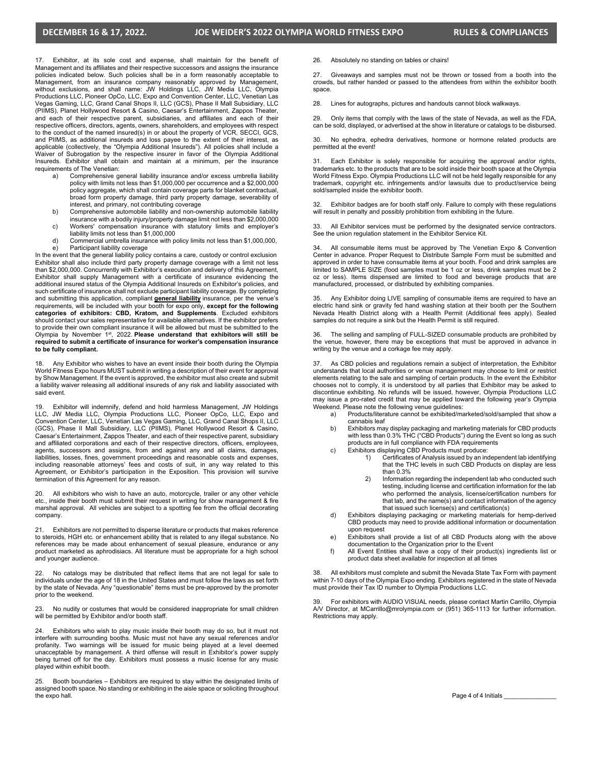17. Exhibitor, at its sole cost and expense, shall maintain for the benefit of Management and its affiliates and their respective successors and assigns the insurance policies indicated below. Such policies shall be in a form reasonably acceptable to Management, from an insurance company reasonably approved by Management, without exclusions, and shall name: JW Holdings LLC, JW Media LLC, Olympia Productions LLC, Pioneer OpCo, LLC, Expo and Convention Center, LLC, Venetian Las Vegas Gaming, LLC, Grand Canal Shops II, LLC (GCS), Phase II Mall Subsidiary, LLC (PIIMS), Planet Hollywood Resort & Casino, Caesar's Entertainment, Zappos Theater, and each of their respective parent, subsidiaries, and affiliates and each of their respective officers, directors, agents, owners, shareholders, and employees with respect to the conduct of the named insured(s) in or about the property of VCR, SECCI, GCS, and PIIMS, as additional insureds and loss payee to the extent of their interest, as applicable (collectively, the "Olympia Additional Insureds"). All policies shall include a Waiver of Subrogation by the respective insurer in favor of the Olympia Additional Insureds. Exhibitor shall obtain and maintain at a minimum, per the insurance requirements of The Venetian:

a) Comprehensive general liability insurance and/or excess umbrella liability policy with limits not less than $1,000,000 per occurrence and a $2,000,000 policy aggregate, which shall contain coverage parts for blanket contractual, broad form property damage, third party property damage, severability of interest, and primary, not contributing coverage
b) Comprehensive automobile liability and non-ownership automobile liability insurance with a bodily injury/property damage limit not less than $2,000,000
c) Workers' compensation insurance with statutory limits and employer's liability limits not less than $1,000,000
d) Commercial umbrella insurance with policy limits not less than $1,000,000,
e) Participant liability coverage

In the event that the general liability policy contains a care, custody or control exclusion Exhibitor shall also include third party property damage coverage with a limit not less than $2,000,000. Concurrently with Exhibitor's execution and delivery of this Agreement, Exhibitor shall supply Management with a certificate of insurance evidencing the additional insured status of the Olympia Additional Insureds on Exhibitor's policies, and such certificate of insurance shall not exclude participant liability coverage. By completing and submitting this application, compliant **general liability** insurance, per the venue's requirements, will be included with your booth for expo only, **except for the following categories of exhibitors: CBD, Kratom, and Supplements**. Excluded exhibitors should contact your sales representative for available alternatives. If the exhibitor prefers to provide their own compliant insurance it will be allowed but must be submitted to the Olympia by November 1st, 2022. **Please understand that exhibitors will still be required to submit a certificate of insurance for worker's compensation insurance to be fully compliant.**

18. Any Exhibitor who wishes to have an event inside their booth during the Olympia World Fitness Expo hours MUST submit in writing a description of their event for approval by Show Management. If the event is approved, the exhibitor must also create and submit a liability waiver releasing all additional insureds of any risk and liability associated with said event.

19. Exhibitor will indemnify, defend and hold harmless Management, JW Holdings LLC, JW Media LLC, Olympia Productions LLC, Pioneer OpCo, LLC, Expo and Convention Center, LLC, Venetian Las Vegas Gaming, LLC, Grand Canal Shops II, LLC (GCS), Phase II Mall Subsidiary, LLC (PIIMS), Planet Hollywood Resort & Casino, Caesar's Entertainment, Zappos Theater, and each of their respective parent, subsidiary and affiliated corporations and each of their respective directors, officers, employees, agents, successors and assigns, from and against any and all claims, damages, liabilities, losses, fines, government proceedings and reasonable costs and expenses, including reasonable attorneys' fees and costs of suit, in any way related to this Agreement, or Exhibitor's participation in the Exposition. This provision will survive termination of this Agreement for any reason.

20. All exhibitors who wish to have an auto, motorcycle, trailer or any other vehicle etc., inside their booth must submit their request in writing for show management & fire marshal approval. All vehicles are subject to a spotting fee from the official decorating company.

21. Exhibitors are not permitted to disperse literature or products that makes reference to steroids, HGH etc. or enhancement ability that is related to any illegal substance. No references may be made about enhancement of sexual pleasure, endurance or any product marketed as aphrodisiacs. All literature must be appropriate for a high school and younger audience.

22. No catalogs may be distributed that reflect items that are not legal for sale to individuals under the age of 18 in the United States and must follow the laws as set forth by the state of Nevada. Any "questionable" items must be pre-approved by the promoter prior to the weekend.

23. No nudity or costumes that would be considered inappropriate for small children will be permitted by Exhibitor and/or booth staff.

24. Exhibitors who wish to play music inside their booth may do so, but it must not interfere with surrounding booths. Music must not have any sexual references and/or profanity. Two warnings will be issued for music being played at a level deemed unacceptable by management. A third offense will result in Exhibitor's power supply being turned off for the day. Exhibitors must possess a music license for any music played within exhibit booth.

25. Booth boundaries – Exhibitors are required to stay within the designated limits of assigned booth space. No standing or exhibiting in the aisle space or soliciting throughout the expo hall.

26. Absolutely no standing on tables or chairs!

27. Giveaways and samples must not be thrown or tossed from a booth into the crowds, but rather handed or passed to the attendees from within the exhibitor booth space.

28. Lines for autographs, pictures and handouts cannot block walkways.

29. Only items that comply with the laws of the state of Nevada, as well as the FDA, can be sold, displayed, or advertised at the show in literature or catalogs to be disbursed.

30. No ephedra, ephedra derivatives, hormone or hormone related products are permitted at the event!

31. Each Exhibitor is solely responsible for acquiring the approval and/or rights, trademarks etc. to the products that are to be sold inside their booth space at the Olympia World Fitness Expo. Olympia Productions LLC will not be held legally responsible for any trademark, copyright etc. infringements and/or lawsuits due to product/service being sold/sampled inside the exhibitor booth.

32. Exhibitor badges are for booth staff only. Failure to comply with these regulations will result in penalty and possibly prohibition from exhibiting in the future.

33. All Exhibitor services must be performed by the designated service contractors. See the union regulation statement in the Exhibitor Service Kit.

34. All consumable items must be approved by The Venetian Expo & Convention Center in advance. Proper Request to Distribute Sample Form must be submitted and approved in order to have consumable items at your booth. Food and drink samples are limited to SAMPLE SIZE (food samples must be 1 oz or less, drink samples must be 2 oz or less). Items dispensed are limited to food and beverage products that are manufactured, processed, or distributed by exhibiting companies.

35. Any Exhibitor doing LIVE sampling of consumable items are required to have an electric hand sink or gravity fed hand washing station at their booth per the Southern Nevada Health District along with a Health Permit (Additional fees apply). Sealed samples do not require a sink but the Health Permit is still required.

36. The selling and sampling of FULL-SIZED consumable products are prohibited by the venue, however, there may be exceptions that must be approved in advance in writing by the venue and a corkage fee may apply.

37. As CBD policies and regulations remain a subject of interpretation, the Exhibitor understands that local authorities or venue management may choose to limit or restrict elements relating to the sale and sampling of certain products. In the event the Exhibitor chooses not to comply, it is understood by all parties that Exhibitor may be asked to discontinue exhibiting. No refunds will be issued, however, Olympia Productions LLC may issue a pro-rated credit that may be applied toward the following year's Olympia Weekend. Please note the following venue guidelines:

a) Products/literature cannot be exhibited/marketed/sold/sampled that show a cannabis leaf
b) Exhibitors may display packaging and marketing materials for CBD products with less than 0.3% THC ("CBD Products") during the Event so long as such products are in full compliance with FDA requirements
c) Exhibitors displaying CBD Products must produce:
    1) Certificates of Analysis issued by an independent lab identifying that the THC levels in such CBD Products on display are less than 0.3%
    2) Information regarding the independent lab who conducted such testing, including license and certification information for the lab who performed the analysis, license/certification numbers for that lab, and the name(s) and contact information of the agency that issued such license(s) and certification(s)
d) Exhibitors displaying packaging or marketing materials for hemp-derived CBD products may need to provide additional information or documentation upon request
e) Exhibitors shall provide a list of all CBD Products along with the above documentation to the Organization prior to the Event
f) All Event Entities shall have a copy of their product(s) ingredients list or product data sheet available for inspection at all times

38. All exhibitors must complete and submit the Nevada State Tax Form with payment within 7-10 days of the Olympia Expo ending. Exhibitors registered in the state of Nevada must provide their Tax ID number to Olympia Productions LLC.

39. For exhibitors with AUDIO VISUAL needs, please contact Martin Carrillo, Olympia A/V Director, at MCarrillo@mrolympia.com or (951) 365-1113 for further information. Restrictions may apply.

Initials _______________